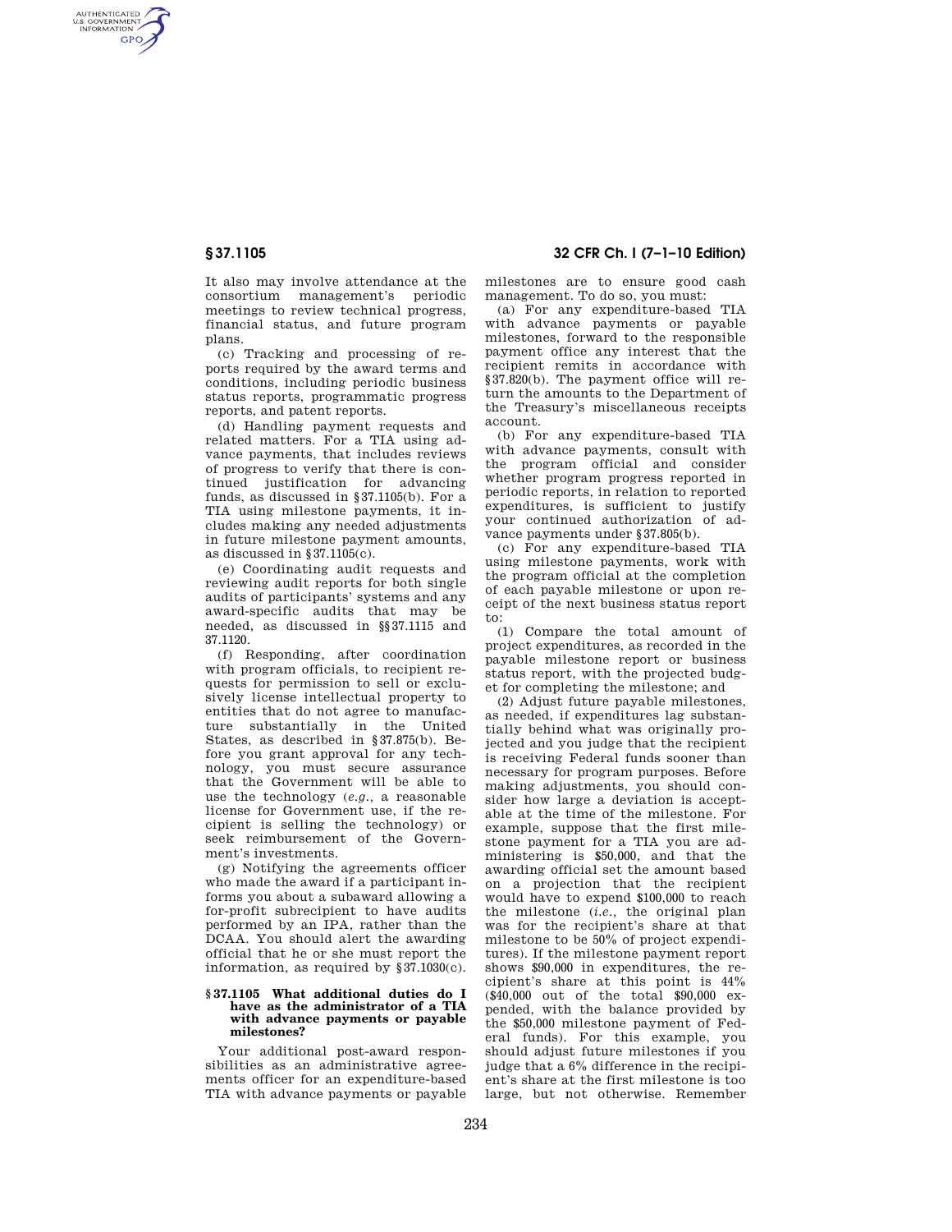It also may involve attendance at the consortium management's periodic meetings to review technical progress, financial status, and future program plans.

(c) Tracking and processing of reports required by the award terms and conditions, including periodic business status reports, programmatic progress reports, and patent reports.

(d) Handling payment requests and related matters. For a TIA using advance payments, that includes reviews of progress to verify that there is continued justification for advancing funds, as discussed in §37.1105(b). For a TIA using milestone payments, it includes making any needed adjustments in future milestone payment amounts, as discussed in §37.1105(c).

(e) Coordinating audit requests and reviewing audit reports for both single audits of participants' systems and any award-specific audits that may be needed, as discussed in §§37.1115 and 37.1120.

(f) Responding, after coordination with program officials, to recipient requests for permission to sell or exclusively license intellectual property to entities that do not agree to manufacture substantially in the United States, as described in §37.875(b). Before you grant approval for any technology, you must secure assurance that the Government will be able to use the technology (*e.g.*, a reasonable license for Government use, if the recipient is selling the technology) or seek reimbursement of the Government's investments.

(g) Notifying the agreements officer who made the award if a participant informs you about a subaward allowing a for-profit subrecipient to have audits performed by an IPA, rather than the DCAA. You should alert the awarding official that he or she must report the information, as required by §37.1030(c).

### §37.1105 What additional duties do I have as the administrator of a TIA with advance payments or payable milestones?

Your additional post-award responsibilities as an administrative agreements officer for an expenditure-based TIA with advance payments or payable milestones are to ensure good cash management. To do so, you must:

(a) For any expenditure-based TIA with advance payments or payable milestones, forward to the responsible payment office any interest that the recipient remits in accordance with §37.820(b). The payment office will return the amounts to the Department of the Treasury's miscellaneous receipts account.

(b) For any expenditure-based TIA with advance payments, consult with the program official and consider whether program progress reported in periodic reports, in relation to reported expenditures, is sufficient to justify your continued authorization of advance payments under §37.805(b).

(c) For any expenditure-based TIA using milestone payments, work with the program official at the completion of each payable milestone or upon receipt of the next business status report to:

(1) Compare the total amount of project expenditures, as recorded in the payable milestone report or business status report, with the projected budget for completing the milestone; and

(2) Adjust future payable milestones, as needed, if expenditures lag substantially behind what was originally projected and you judge that the recipient is receiving Federal funds sooner than necessary for program purposes. Before making adjustments, you should consider how large a deviation is acceptable at the time of the milestone. For example, suppose that the first milestone payment for a TIA you are administering is $50,000, and that the awarding official set the amount based on a projection that the recipient would have to expend $100,000 to reach the milestone (*i.e.*, the original plan was for the recipient's share at that milestone to be 50% of project expenditures). If the milestone payment report shows $90,000 in expenditures, the recipient's share at this point is 44% ($40,000 out of the total $90,000 expended, with the balance provided by the $50,000 milestone payment of Federal funds). For this example, you should adjust future milestones if you judge that a 6% difference in the recipient's share at the first milestone is too large, but not otherwise. Remember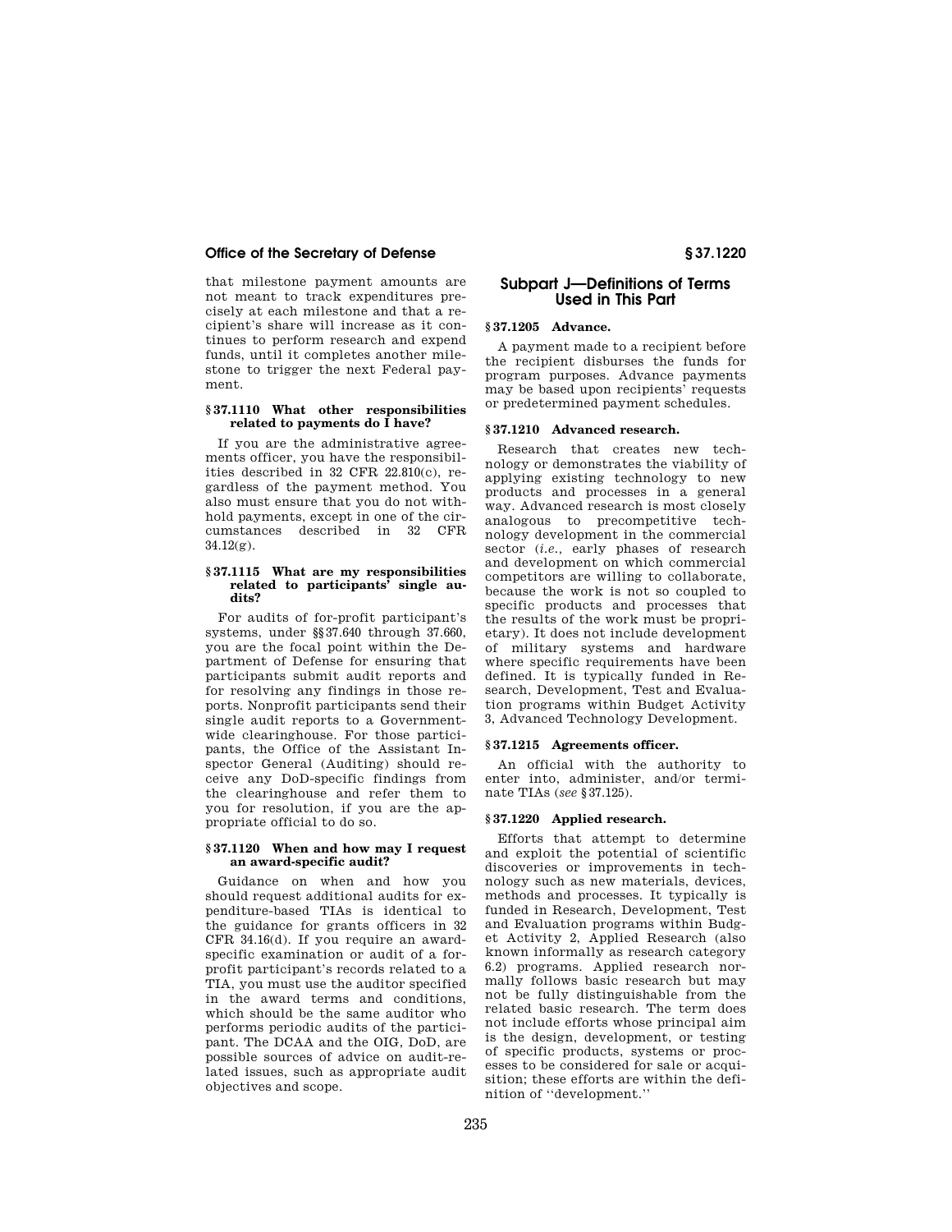that milestone payment amounts are not meant to track expenditures precisely at each milestone and that a recipient's share will increase as it continues to perform research and expend funds, until it completes another milestone to trigger the next Federal payment.

#### § 37.1110 What other responsibilities related to payments do I have?

If you are the administrative agreements officer, you have the responsibilities described in 32 CFR 22.810(c), regardless of the payment method. You also must ensure that you do not withhold payments, except in one of the circumstances described in 32 CFR 34.12(g).

#### § 37.1115 What are my responsibilities related to participants' single audits?

For audits of for-profit participant's systems, under §§ 37.640 through 37.660, you are the focal point within the Department of Defense for ensuring that participants submit audit reports and for resolving any findings in those reports. Nonprofit participants send their single audit reports to a Governmentwide clearinghouse. For those participants, the Office of the Assistant Inspector General (Auditing) should receive any DoD-specific findings from the clearinghouse and refer them to you for resolution, if you are the appropriate official to do so.

#### § 37.1120 When and how may I request an award-specific audit?

Guidance on when and how you should request additional audits for expenditure-based TIAs is identical to the guidance for grants officers in 32 CFR 34.16(d). If you require an award-specific examination or audit of a for-profit participant's records related to a TIA, you must use the auditor specified in the award terms and conditions, which should be the same auditor who performs periodic audits of the participant. The DCAA and the OIG, DoD, are possible sources of advice on audit-related issues, such as appropriate audit objectives and scope.

## Subpart J—Definitions of Terms Used in This Part

#### § 37.1205 Advance.

A payment made to a recipient before the recipient disburses the funds for program purposes. Advance payments may be based upon recipients' requests or predetermined payment schedules.

#### § 37.1210 Advanced research.

Research that creates new technology or demonstrates the viability of applying existing technology to new products and processes in a general way. Advanced research is most closely analogous to precompetitive technology development in the commercial sector (*i.e.*, early phases of research and development on which commercial competitors are willing to collaborate, because the work is not so coupled to specific products and processes that the results of the work must be proprietary). It does not include development of military systems and hardware where specific requirements have been defined. It is typically funded in Research, Development, Test and Evaluation programs within Budget Activity 3, Advanced Technology Development.

#### § 37.1215 Agreements officer.

An official with the authority to enter into, administer, and/or terminate TIAs (*see* § 37.125).

#### § 37.1220 Applied research.

Efforts that attempt to determine and exploit the potential of scientific discoveries or improvements in technology such as new materials, devices, methods and processes. It typically is funded in Research, Development, Test and Evaluation programs within Budget Activity 2, Applied Research (also known informally as research category 6.2) programs. Applied research normally follows basic research but may not be fully distinguishable from the related basic research. The term does not include efforts whose principal aim is the design, development, or testing of specific products, systems or processes to be considered for sale or acquisition; these efforts are within the definition of "development."